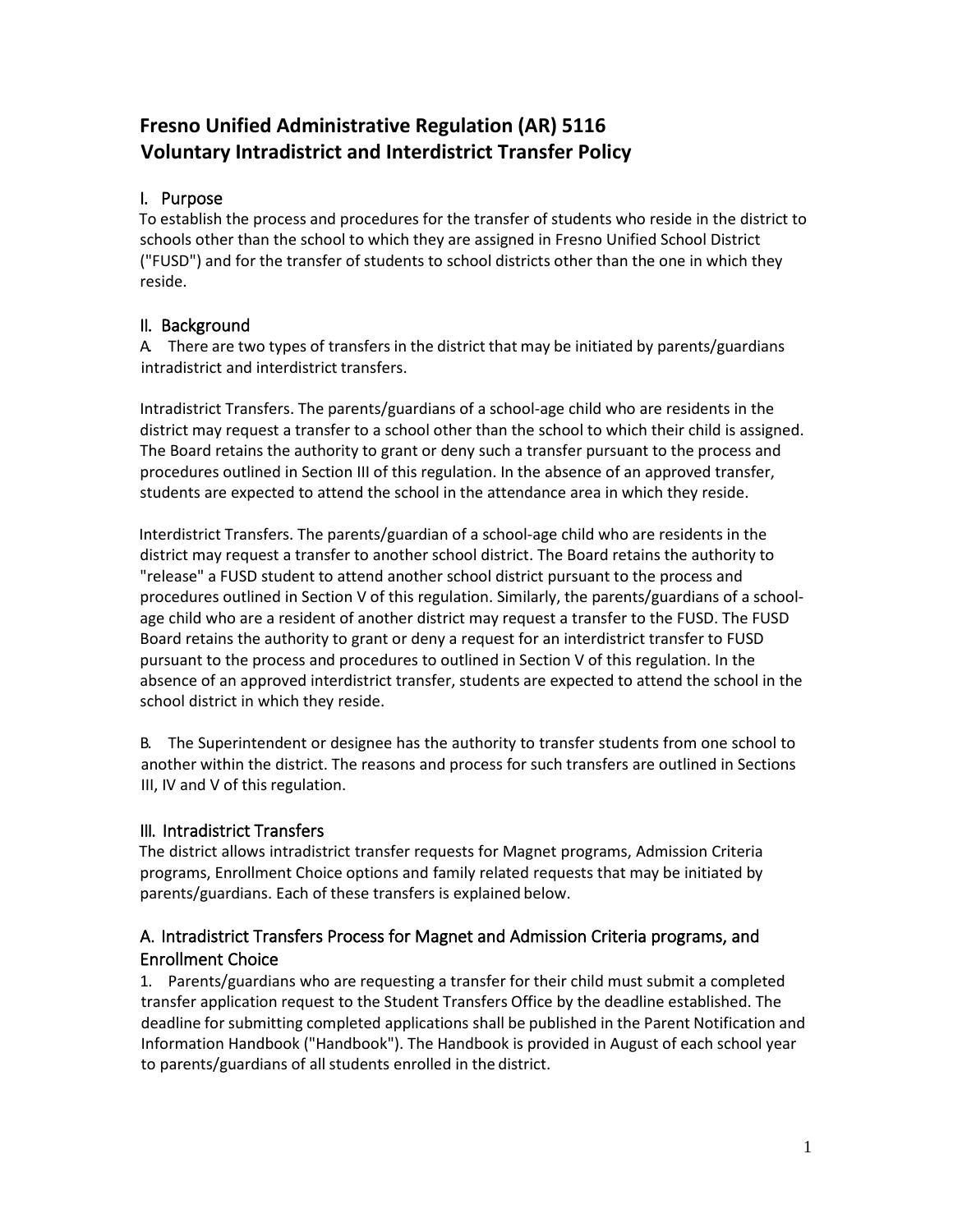# Fresno Unified Administrative Regulation (AR) 5116
# Voluntary Intradistrict and Interdistrict Transfer Policy

## I. Purpose

To establish the process and procedures for the transfer of students who reside in the district to schools other than the school to which they are assigned in Fresno Unified School District ("FUSD") and for the transfer of students to school districts other than the one in which they reside.

## II. Background

A. There are two types of transfers in the district that may be initiated by parents/guardians intradistrict and interdistrict transfers.

Intradistrict Transfers. The parents/guardians of a school-age child who are residents in the district may request a transfer to a school other than the school to which their child is assigned. The Board retains the authority to grant or deny such a transfer pursuant to the process and procedures outlined in Section III of this regulation. In the absence of an approved transfer, students are expected to attend the school in the attendance area in which they reside.

Interdistrict Transfers. The parents/guardian of a school-age child who are residents in the district may request a transfer to another school district. The Board retains the authority to "release" a FUSD student to attend another school district pursuant to the process and procedures outlined in Section V of this regulation. Similarly, the parents/guardians of a school-age child who are a resident of another district may request a transfer to the FUSD. The FUSD Board retains the authority to grant or deny a request for an interdistrict transfer to FUSD pursuant to the process and procedures to outlined in Section V of this regulation. In the absence of an approved interdistrict transfer, students are expected to attend the school in the school district in which they reside.

B. The Superintendent or designee has the authority to transfer students from one school to another within the district. The reasons and process for such transfers are outlined in Sections III, IV and V of this regulation.

## III. Intradistrict Transfers

The district allows intradistrict transfer requests for Magnet programs, Admission Criteria programs, Enrollment Choice options and family related requests that may be initiated by parents/guardians. Each of these transfers is explained below.

### A. Intradistrict Transfers Process for Magnet and Admission Criteria programs, and Enrollment Choice

1. Parents/guardians who are requesting a transfer for their child must submit a completed transfer application request to the Student Transfers Office by the deadline established. The deadline for submitting completed applications shall be published in the Parent Notification and Information Handbook ("Handbook"). The Handbook is provided in August of each school year to parents/guardians of all students enrolled in the district.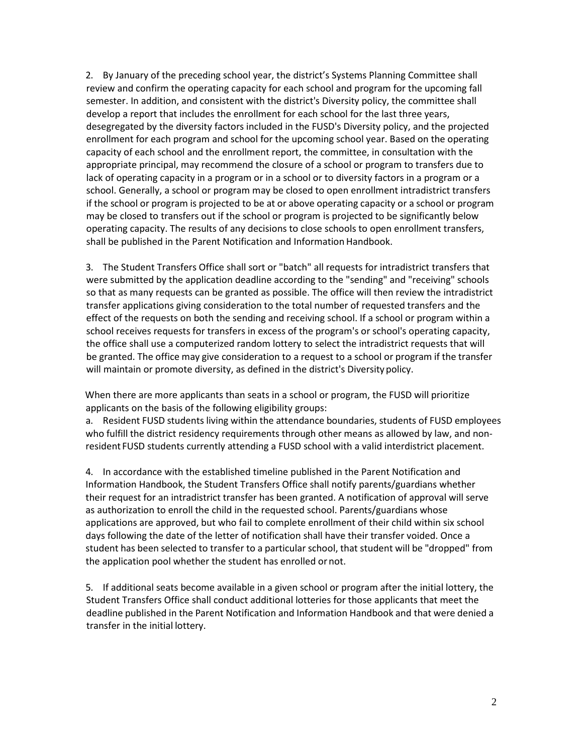2. By January of the preceding school year, the district's Systems Planning Committee shall review and confirm the operating capacity for each school and program for the upcoming fall semester. In addition, and consistent with the district's Diversity policy, the committee shall develop a report that includes the enrollment for each school for the last three years, desegregated by the diversity factors included in the FUSD's Diversity policy, and the projected enrollment for each program and school for the upcoming school year. Based on the operating capacity of each school and the enrollment report, the committee, in consultation with the appropriate principal, may recommend the closure of a school or program to transfers due to lack of operating capacity in a program or in a school or to diversity factors in a program or a school. Generally, a school or program may be closed to open enrollment intradistrict transfers if the school or program is projected to be at or above operating capacity or a school or program may be closed to transfers out if the school or program is projected to be significantly below operating capacity. The results of any decisions to close schools to open enrollment transfers, shall be published in the Parent Notification and Information Handbook.

3. The Student Transfers Office shall sort or "batch" all requests for intradistrict transfers that were submitted by the application deadline according to the "sending" and "receiving" schools so that as many requests can be granted as possible. The office will then review the intradistrict transfer applications giving consideration to the total number of requested transfers and the effect of the requests on both the sending and receiving school. If a school or program within a school receives requests for transfers in excess of the program's or school's operating capacity, the office shall use a computerized random lottery to select the intradistrict requests that will be granted. The office may give consideration to a request to a school or program if the transfer will maintain or promote diversity, as defined in the district's Diversity policy.

When there are more applicants than seats in a school or program, the FUSD will prioritize applicants on the basis of the following eligibility groups:

a. Resident FUSD students living within the attendance boundaries, students of FUSD employees who fulfill the district residency requirements through other means as allowed by law, and non-resident FUSD students currently attending a FUSD school with a valid interdistrict placement.

4. In accordance with the established timeline published in the Parent Notification and Information Handbook, the Student Transfers Office shall notify parents/guardians whether their request for an intradistrict transfer has been granted. A notification of approval will serve as authorization to enroll the child in the requested school. Parents/guardians whose applications are approved, but who fail to complete enrollment of their child within six school days following the date of the letter of notification shall have their transfer voided. Once a student has been selected to transfer to a particular school, that student will be "dropped" from the application pool whether the student has enrolled or not.

5. If additional seats become available in a given school or program after the initial lottery, the Student Transfers Office shall conduct additional lotteries for those applicants that meet the deadline published in the Parent Notification and Information Handbook and that were denied a transfer in the initial lottery.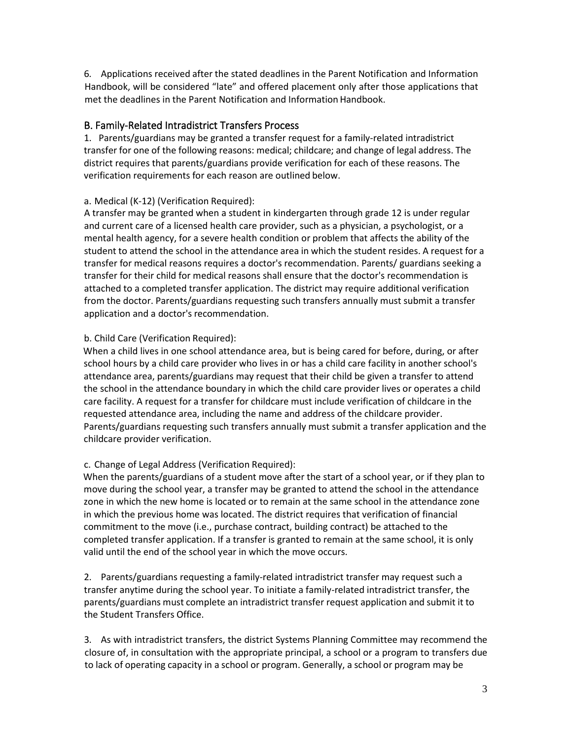6. Applications received after the stated deadlines in the Parent Notification and Information Handbook, will be considered "late" and offered placement only after those applications that met the deadlines in the Parent Notification and Information Handbook.

## B. Family-Related Intradistrict Transfers Process

1. Parents/guardians may be granted a transfer request for a family-related intradistrict transfer for one of the following reasons: medical; childcare; and change of legal address. The district requires that parents/guardians provide verification for each of these reasons. The verification requirements for each reason are outlined below.

a. Medical (K-12) (Verification Required):
A transfer may be granted when a student in kindergarten through grade 12 is under regular and current care of a licensed health care provider, such as a physician, a psychologist, or a mental health agency, for a severe health condition or problem that affects the ability of the student to attend the school in the attendance area in which the student resides. A request for a transfer for medical reasons requires a doctor's recommendation. Parents/ guardians seeking a transfer for their child for medical reasons shall ensure that the doctor's recommendation is attached to a completed transfer application. The district may require additional verification from the doctor. Parents/guardians requesting such transfers annually must submit a transfer application and a doctor's recommendation.

b. Child Care (Verification Required):
When a child lives in one school attendance area, but is being cared for before, during, or after school hours by a child care provider who lives in or has a child care facility in another school's attendance area, parents/guardians may request that their child be given a transfer to attend the school in the attendance boundary in which the child care provider lives or operates a child care facility. A request for a transfer for childcare must include verification of childcare in the requested attendance area, including the name and address of the childcare provider. Parents/guardians requesting such transfers annually must submit a transfer application and the childcare provider verification.

c. Change of Legal Address (Verification Required):
When the parents/guardians of a student move after the start of a school year, or if they plan to move during the school year, a transfer may be granted to attend the school in the attendance zone in which the new home is located or to remain at the same school in the attendance zone in which the previous home was located. The district requires that verification of financial commitment to the move (i.e., purchase contract, building contract) be attached to the completed transfer application. If a transfer is granted to remain at the same school, it is only valid until the end of the school year in which the move occurs.

2. Parents/guardians requesting a family-related intradistrict transfer may request such a transfer anytime during the school year. To initiate a family-related intradistrict transfer, the parents/guardians must complete an intradistrict transfer request application and submit it to the Student Transfers Office.

3. As with intradistrict transfers, the district Systems Planning Committee may recommend the closure of, in consultation with the appropriate principal, a school or a program to transfers due to lack of operating capacity in a school or program. Generally, a school or program may be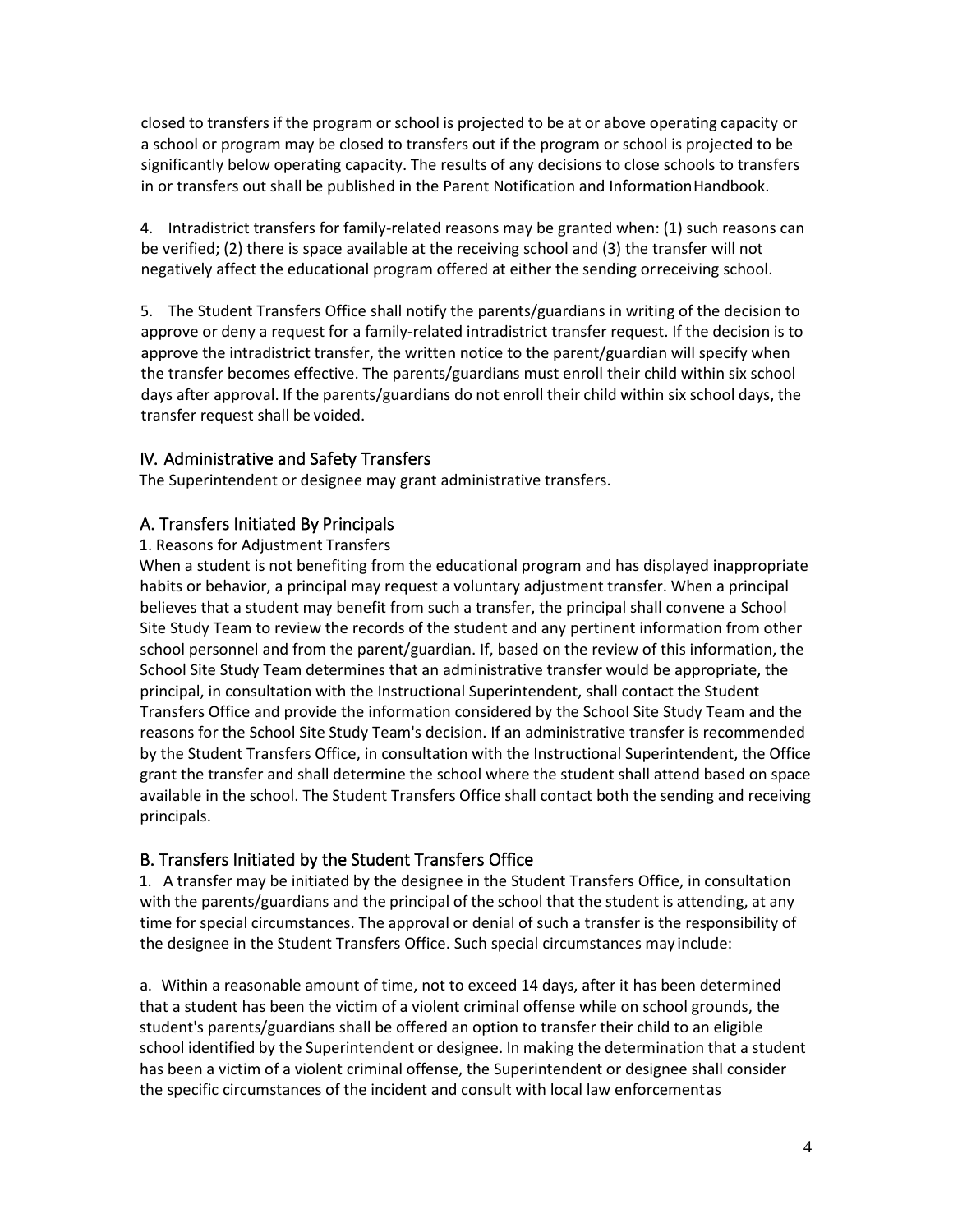closed to transfers if the program or school is projected to be at or above operating capacity or a school or program may be closed to transfers out if the program or school is projected to be significantly below operating capacity. The results of any decisions to close schools to transfers in or transfers out shall be published in the Parent Notification and Information Handbook.

4. Intradistrict transfers for family-related reasons may be granted when: (1) such reasons can be verified; (2) there is space available at the receiving school and (3) the transfer will not negatively affect the educational program offered at either the sending or receiving school.

5. The Student Transfers Office shall notify the parents/guardians in writing of the decision to approve or deny a request for a family-related intradistrict transfer request. If the decision is to approve the intradistrict transfer, the written notice to the parent/guardian will specify when the transfer becomes effective. The parents/guardians must enroll their child within six school days after approval. If the parents/guardians do not enroll their child within six school days, the transfer request shall be voided.

## IV. Administrative and Safety Transfers

The Superintendent or designee may grant administrative transfers.

### A. Transfers Initiated By Principals

1. Reasons for Adjustment Transfers

When a student is not benefiting from the educational program and has displayed inappropriate habits or behavior, a principal may request a voluntary adjustment transfer. When a principal believes that a student may benefit from such a transfer, the principal shall convene a School Site Study Team to review the records of the student and any pertinent information from other school personnel and from the parent/guardian. If, based on the review of this information, the School Site Study Team determines that an administrative transfer would be appropriate, the principal, in consultation with the Instructional Superintendent, shall contact the Student Transfers Office and provide the information considered by the School Site Study Team and the reasons for the School Site Study Team's decision. If an administrative transfer is recommended by the Student Transfers Office, in consultation with the Instructional Superintendent, the Office grant the transfer and shall determine the school where the student shall attend based on space available in the school. The Student Transfers Office shall contact both the sending and receiving principals.

### B. Transfers Initiated by the Student Transfers Office

1. A transfer may be initiated by the designee in the Student Transfers Office, in consultation with the parents/guardians and the principal of the school that the student is attending, at any time for special circumstances. The approval or denial of such a transfer is the responsibility of the designee in the Student Transfers Office. Such special circumstances may include:

a. Within a reasonable amount of time, not to exceed 14 days, after it has been determined that a student has been the victim of a violent criminal offense while on school grounds, the student's parents/guardians shall be offered an option to transfer their child to an eligible school identified by the Superintendent or designee. In making the determination that a student has been a victim of a violent criminal offense, the Superintendent or designee shall consider the specific circumstances of the incident and consult with local law enforcement as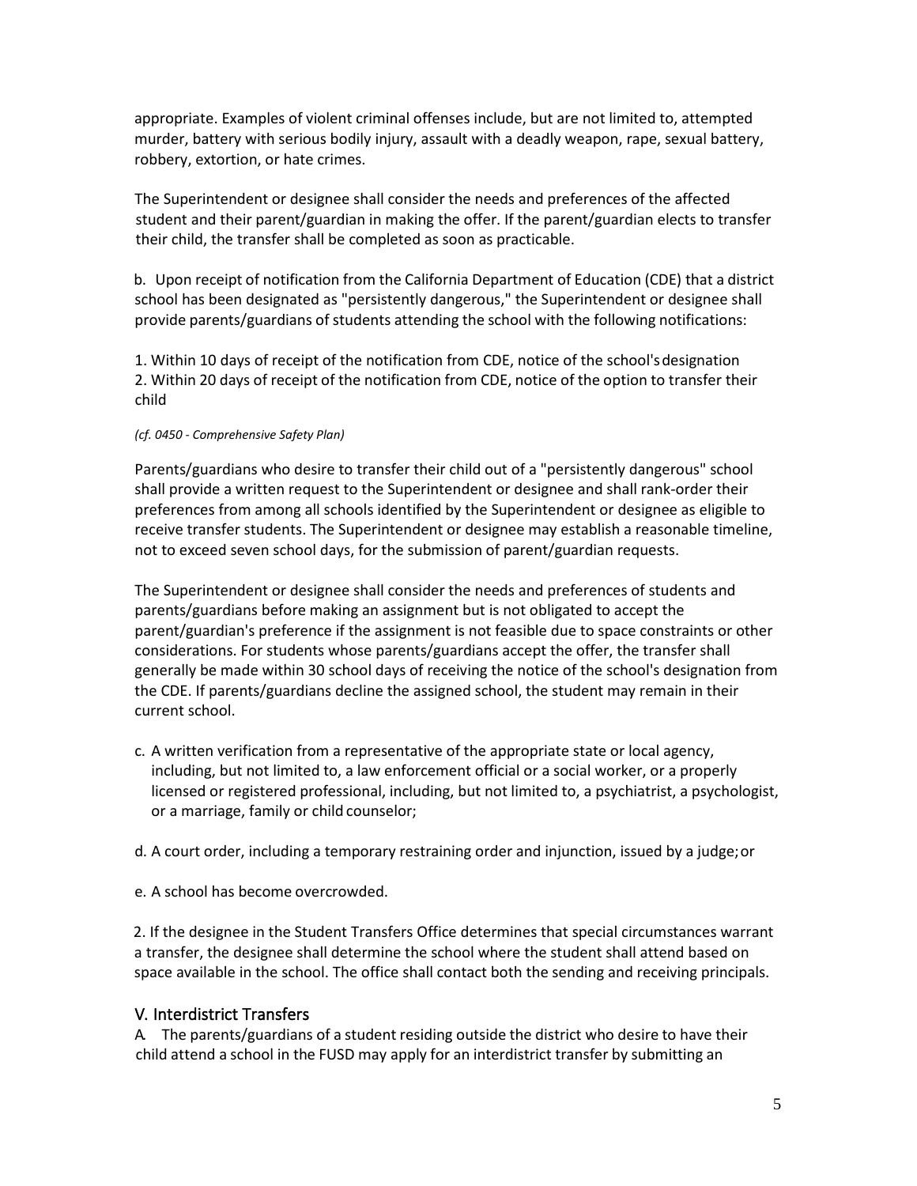appropriate. Examples of violent criminal offenses include, but are not limited to, attempted murder, battery with serious bodily injury, assault with a deadly weapon, rape, sexual battery, robbery, extortion, or hate crimes.

The Superintendent or designee shall consider the needs and preferences of the affected student and their parent/guardian in making the offer. If the parent/guardian elects to transfer their child, the transfer shall be completed as soon as practicable.

b. Upon receipt of notification from the California Department of Education (CDE) that a district school has been designated as "persistently dangerous," the Superintendent or designee shall provide parents/guardians of students attending the school with the following notifications:

1. Within 10 days of receipt of the notification from CDE, notice of the school's designation
2. Within 20 days of receipt of the notification from CDE, notice of the option to transfer their child

*(cf. 0450 - Comprehensive Safety Plan)*

Parents/guardians who desire to transfer their child out of a "persistently dangerous" school shall provide a written request to the Superintendent or designee and shall rank-order their preferences from among all schools identified by the Superintendent or designee as eligible to receive transfer students. The Superintendent or designee may establish a reasonable timeline, not to exceed seven school days, for the submission of parent/guardian requests.

The Superintendent or designee shall consider the needs and preferences of students and parents/guardians before making an assignment but is not obligated to accept the parent/guardian's preference if the assignment is not feasible due to space constraints or other considerations. For students whose parents/guardians accept the offer, the transfer shall generally be made within 30 school days of receiving the notice of the school's designation from the CDE. If parents/guardians decline the assigned school, the student may remain in their current school.

c. A written verification from a representative of the appropriate state or local agency, including, but not limited to, a law enforcement official or a social worker, or a properly licensed or registered professional, including, but not limited to, a psychiatrist, a psychologist, or a marriage, family or child counselor;

d. A court order, including a temporary restraining order and injunction, issued by a judge; or

e. A school has become overcrowded.

2. If the designee in the Student Transfers Office determines that special circumstances warrant a transfer, the designee shall determine the school where the student shall attend based on space available in the school. The office shall contact both the sending and receiving principals.

## V. Interdistrict Transfers

A. The parents/guardians of a student residing outside the district who desire to have their child attend a school in the FUSD may apply for an interdistrict transfer by submitting an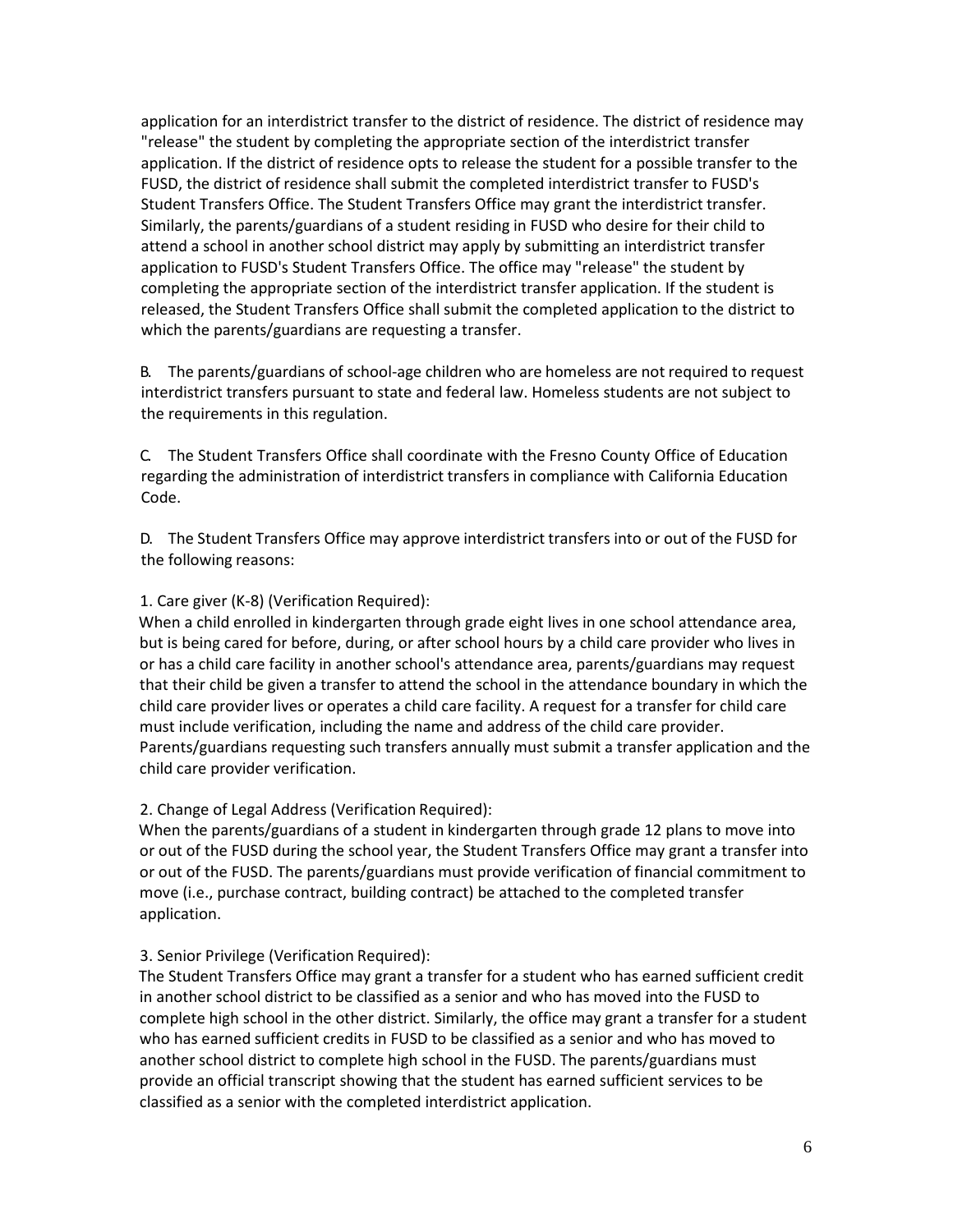application for an interdistrict transfer to the district of residence. The district of residence may "release" the student by completing the appropriate section of the interdistrict transfer application. If the district of residence opts to release the student for a possible transfer to the FUSD, the district of residence shall submit the completed interdistrict transfer to FUSD's Student Transfers Office. The Student Transfers Office may grant the interdistrict transfer. Similarly, the parents/guardians of a student residing in FUSD who desire for their child to attend a school in another school district may apply by submitting an interdistrict transfer application to FUSD's Student Transfers Office. The office may "release" the student by completing the appropriate section of the interdistrict transfer application. If the student is released, the Student Transfers Office shall submit the completed application to the district to which the parents/guardians are requesting a transfer.

B. The parents/guardians of school-age children who are homeless are not required to request interdistrict transfers pursuant to state and federal law. Homeless students are not subject to the requirements in this regulation.

C. The Student Transfers Office shall coordinate with the Fresno County Office of Education regarding the administration of interdistrict transfers in compliance with California Education Code.

D. The Student Transfers Office may approve interdistrict transfers into or out of the FUSD for the following reasons:

1. Care giver (K-8) (Verification Required):
When a child enrolled in kindergarten through grade eight lives in one school attendance area, but is being cared for before, during, or after school hours by a child care provider who lives in or has a child care facility in another school's attendance area, parents/guardians may request that their child be given a transfer to attend the school in the attendance boundary in which the child care provider lives or operates a child care facility. A request for a transfer for child care must include verification, including the name and address of the child care provider. Parents/guardians requesting such transfers annually must submit a transfer application and the child care provider verification.

2. Change of Legal Address (Verification Required):
When the parents/guardians of a student in kindergarten through grade 12 plans to move into or out of the FUSD during the school year, the Student Transfers Office may grant a transfer into or out of the FUSD. The parents/guardians must provide verification of financial commitment to move (i.e., purchase contract, building contract) be attached to the completed transfer application.

3. Senior Privilege (Verification Required):
The Student Transfers Office may grant a transfer for a student who has earned sufficient credit in another school district to be classified as a senior and who has moved into the FUSD to complete high school in the other district. Similarly, the office may grant a transfer for a student who has earned sufficient credits in FUSD to be classified as a senior and who has moved to another school district to complete high school in the FUSD. The parents/guardians must provide an official transcript showing that the student has earned sufficient services to be classified as a senior with the completed interdistrict application.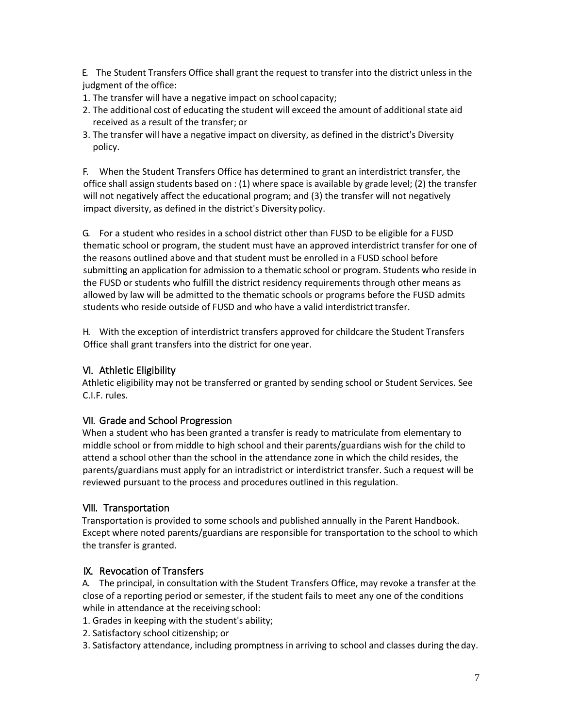E. The Student Transfers Office shall grant the request to transfer into the district unless in the judgment of the office:

1. The transfer will have a negative impact on school capacity;
2. The additional cost of educating the student will exceed the amount of additional state aid received as a result of the transfer; or
3. The transfer will have a negative impact on diversity, as defined in the district's Diversity policy.

F. When the Student Transfers Office has determined to grant an interdistrict transfer, the office shall assign students based on : (1) where space is available by grade level; (2) the transfer will not negatively affect the educational program; and (3) the transfer will not negatively impact diversity, as defined in the district's Diversity policy.

G. For a student who resides in a school district other than FUSD to be eligible for a FUSD thematic school or program, the student must have an approved interdistrict transfer for one of the reasons outlined above and that student must be enrolled in a FUSD school before submitting an application for admission to a thematic school or program. Students who reside in the FUSD or students who fulfill the district residency requirements through other means as allowed by law will be admitted to the thematic schools or programs before the FUSD admits students who reside outside of FUSD and who have a valid interdistrict transfer.

H. With the exception of interdistrict transfers approved for childcare the Student Transfers Office shall grant transfers into the district for one year.

## VI. Athletic Eligibility

Athletic eligibility may not be transferred or granted by sending school or Student Services. See C.I.F. rules.

## VII. Grade and School Progression

When a student who has been granted a transfer is ready to matriculate from elementary to middle school or from middle to high school and their parents/guardians wish for the child to attend a school other than the school in the attendance zone in which the child resides, the parents/guardians must apply for an intradistrict or interdistrict transfer. Such a request will be reviewed pursuant to the process and procedures outlined in this regulation.

## VIII. Transportation

Transportation is provided to some schools and published annually in the Parent Handbook. Except where noted parents/guardians are responsible for transportation to the school to which the transfer is granted.

## IX. Revocation of Transfers

A. The principal, in consultation with the Student Transfers Office, may revoke a transfer at the close of a reporting period or semester, if the student fails to meet any one of the conditions while in attendance at the receiving school:

1. Grades in keeping with the student's ability;
2. Satisfactory school citizenship; or
3. Satisfactory attendance, including promptness in arriving to school and classes during the day.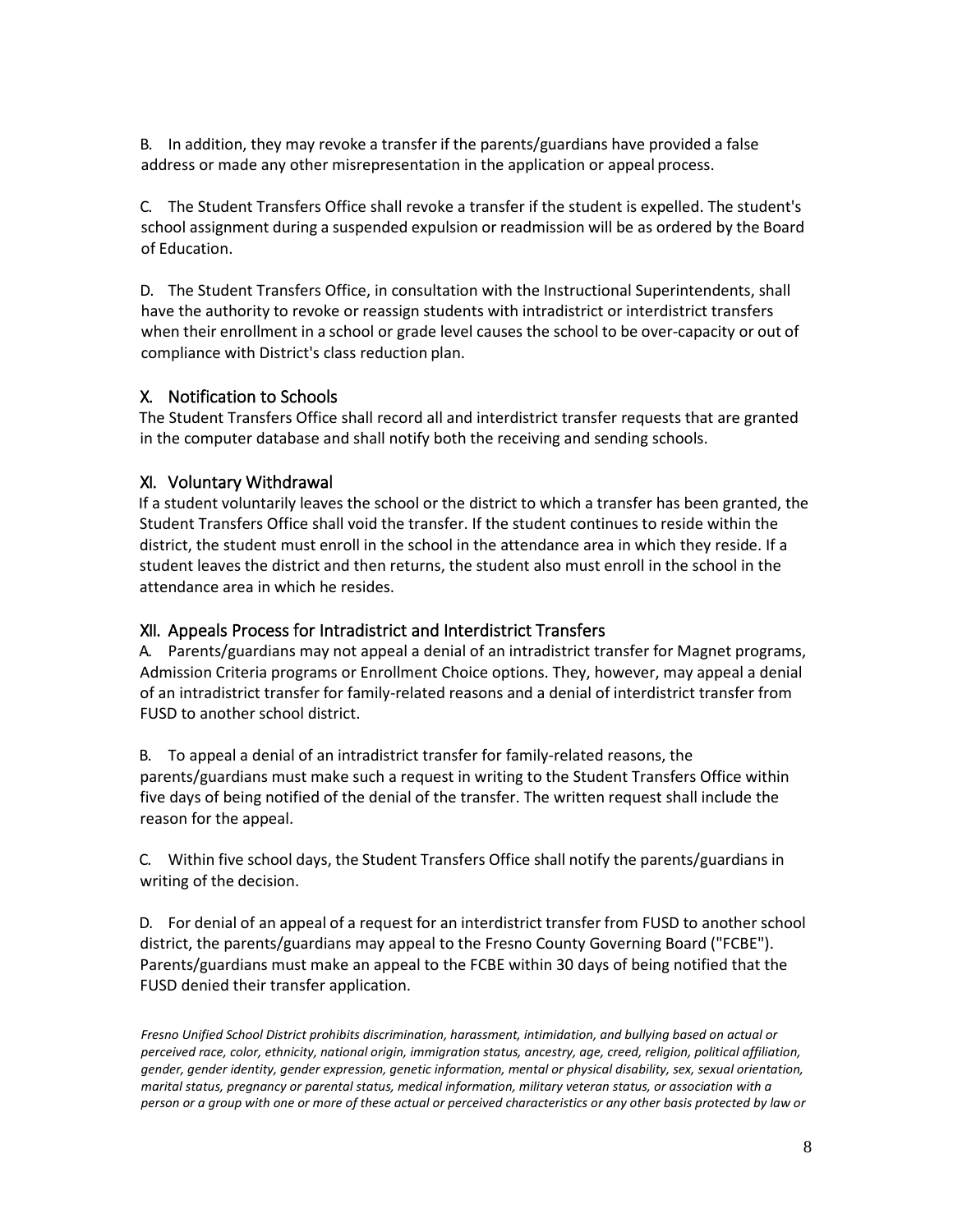B. In addition, they may revoke a transfer if the parents/guardians have provided a false address or made any other misrepresentation in the application or appeal process.

C. The Student Transfers Office shall revoke a transfer if the student is expelled. The student's school assignment during a suspended expulsion or readmission will be as ordered by the Board of Education.

D. The Student Transfers Office, in consultation with the Instructional Superintendents, shall have the authority to revoke or reassign students with intradistrict or interdistrict transfers when their enrollment in a school or grade level causes the school to be over-capacity or out of compliance with District's class reduction plan.

## X. Notification to Schools

The Student Transfers Office shall record all and interdistrict transfer requests that are granted in the computer database and shall notify both the receiving and sending schools.

## XI. Voluntary Withdrawal

If a student voluntarily leaves the school or the district to which a transfer has been granted, the Student Transfers Office shall void the transfer. If the student continues to reside within the district, the student must enroll in the school in the attendance area in which they reside. If a student leaves the district and then returns, the student also must enroll in the school in the attendance area in which he resides.

## XII. Appeals Process for Intradistrict and Interdistrict Transfers

A. Parents/guardians may not appeal a denial of an intradistrict transfer for Magnet programs, Admission Criteria programs or Enrollment Choice options. They, however, may appeal a denial of an intradistrict transfer for family-related reasons and a denial of interdistrict transfer from FUSD to another school district.

B. To appeal a denial of an intradistrict transfer for family-related reasons, the parents/guardians must make such a request in writing to the Student Transfers Office within five days of being notified of the denial of the transfer. The written request shall include the reason for the appeal.

C. Within five school days, the Student Transfers Office shall notify the parents/guardians in writing of the decision.

D. For denial of an appeal of a request for an interdistrict transfer from FUSD to another school district, the parents/guardians may appeal to the Fresno County Governing Board ("FCBE"). Parents/guardians must make an appeal to the FCBE within 30 days of being notified that the FUSD denied their transfer application.

*Fresno Unified School District prohibits discrimination, harassment, intimidation, and bullying based on actual or perceived race, color, ethnicity, national origin, immigration status, ancestry, age, creed, religion, political affiliation, gender, gender identity, gender expression, genetic information, mental or physical disability, sex, sexual orientation, marital status, pregnancy or parental status, medical information, military veteran status, or association with a person or a group with one or more of these actual or perceived characteristics or any other basis protected by law or*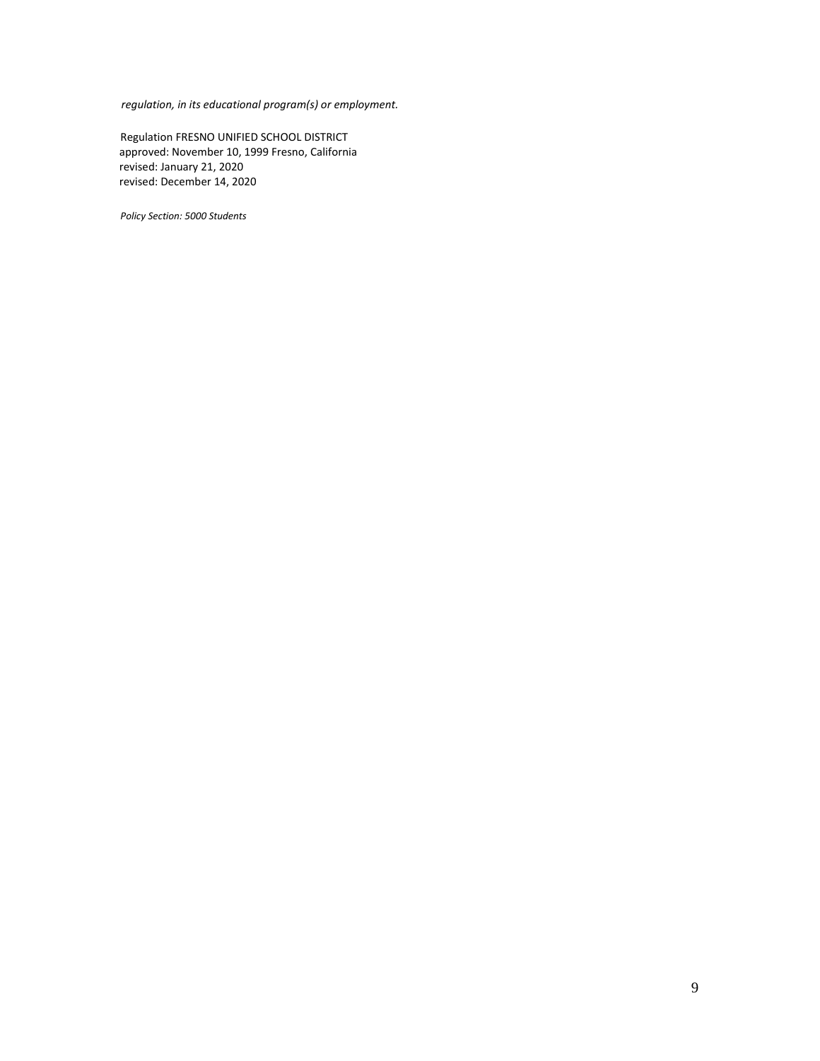*regulation, in its educational program(s) or employment.*

Regulation FRESNO UNIFIED SCHOOL DISTRICT
approved: November 10, 1999 Fresno, California
revised: January 21, 2020
revised: December 14, 2020

*Policy Section: 5000 Students*